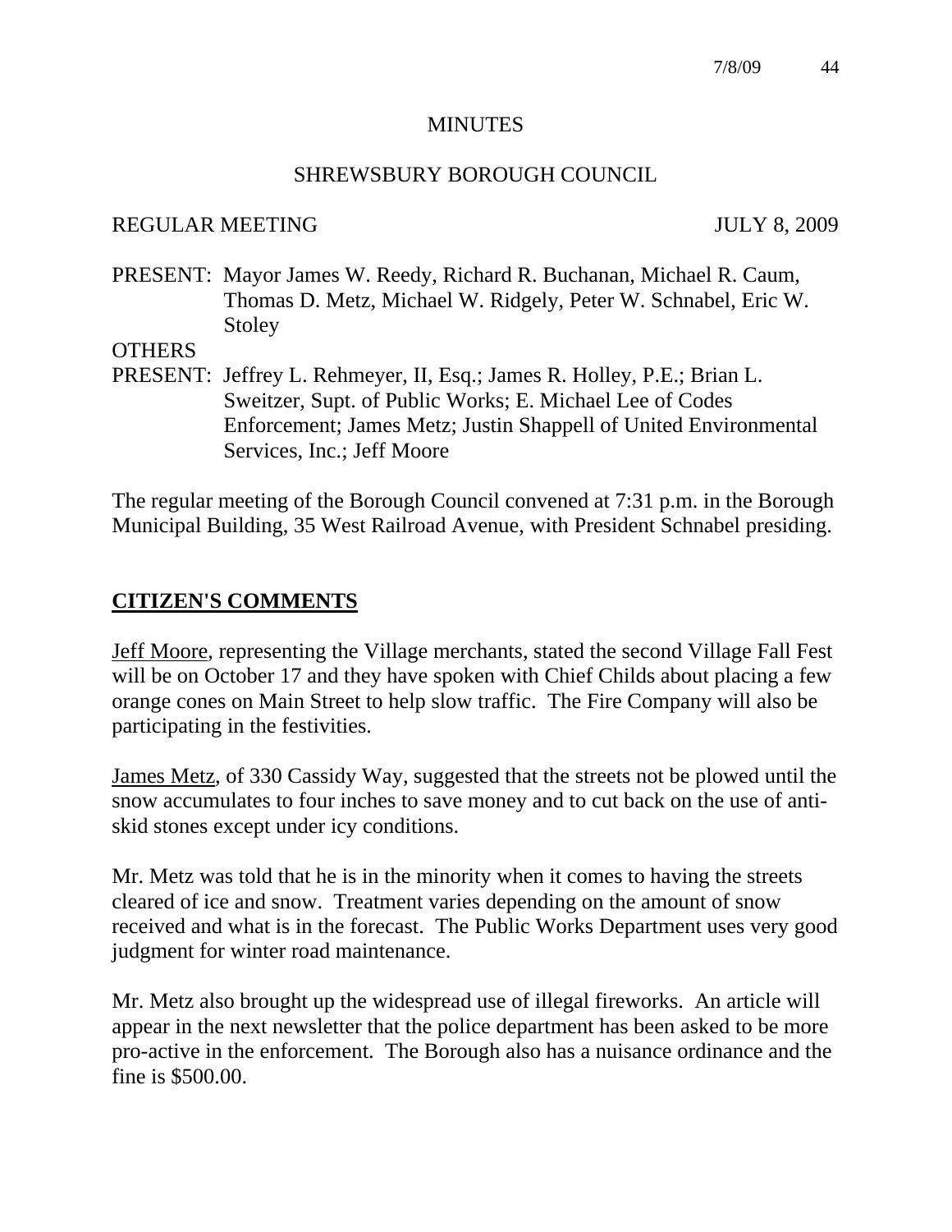MINUTES

SHREWSBURY BOROUGH COUNCIL

REGULAR MEETING JULY 8, 2009

PRESENT: Mayor James W. Reedy, Richard R. Buchanan, Michael R. Caum, Thomas D. Metz, Michael W. Ridgely, Peter W. Schnabel, Eric W. Stoley

OTHERS
PRESENT: Jeffrey L. Rehmeyer, II, Esq.; James R. Holley, P.E.; Brian L. Sweitzer, Supt. of Public Works; E. Michael Lee of Codes Enforcement; James Metz; Justin Shappell of United Environmental Services, Inc.; Jeff Moore

The regular meeting of the Borough Council convened at 7:31 p.m. in the Borough Municipal Building, 35 West Railroad Avenue, with President Schnabel presiding.

## CITIZEN'S COMMENTS

Jeff Moore, representing the Village merchants, stated the second Village Fall Fest will be on October 17 and they have spoken with Chief Childs about placing a few orange cones on Main Street to help slow traffic. The Fire Company will also be participating in the festivities.

James Metz, of 330 Cassidy Way, suggested that the streets not be plowed until the snow accumulates to four inches to save money and to cut back on the use of anti-skid stones except under icy conditions.

Mr. Metz was told that he is in the minority when it comes to having the streets cleared of ice and snow. Treatment varies depending on the amount of snow received and what is in the forecast. The Public Works Department uses very good judgment for winter road maintenance.

Mr. Metz also brought up the widespread use of illegal fireworks. An article will appear in the next newsletter that the police department has been asked to be more pro-active in the enforcement. The Borough also has a nuisance ordinance and the fine is $500.00.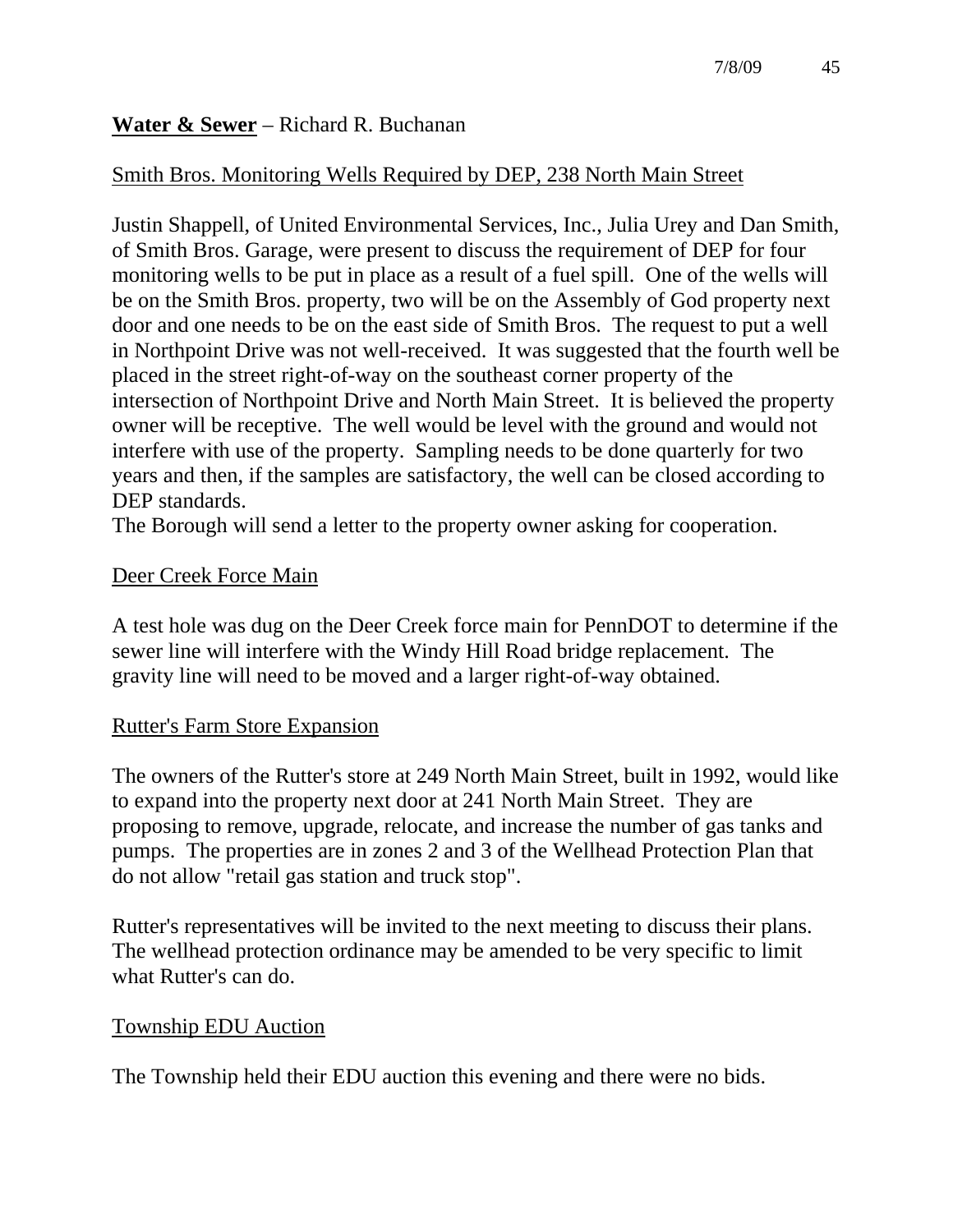**Water & Sewer** – Richard R. Buchanan

Smith Bros. Monitoring Wells Required by DEP, 238 North Main Street

Justin Shappell, of United Environmental Services, Inc., Julia Urey and Dan Smith, of Smith Bros. Garage, were present to discuss the requirement of DEP for four monitoring wells to be put in place as a result of a fuel spill. One of the wells will be on the Smith Bros. property, two will be on the Assembly of God property next door and one needs to be on the east side of Smith Bros. The request to put a well in Northpoint Drive was not well-received. It was suggested that the fourth well be placed in the street right-of-way on the southeast corner property of the intersection of Northpoint Drive and North Main Street. It is believed the property owner will be receptive. The well would be level with the ground and would not interfere with use of the property. Sampling needs to be done quarterly for two years and then, if the samples are satisfactory, the well can be closed according to DEP standards.

The Borough will send a letter to the property owner asking for cooperation.

Deer Creek Force Main

A test hole was dug on the Deer Creek force main for PennDOT to determine if the sewer line will interfere with the Windy Hill Road bridge replacement. The gravity line will need to be moved and a larger right-of-way obtained.

Rutter's Farm Store Expansion

The owners of the Rutter's store at 249 North Main Street, built in 1992, would like to expand into the property next door at 241 North Main Street. They are proposing to remove, upgrade, relocate, and increase the number of gas tanks and pumps. The properties are in zones 2 and 3 of the Wellhead Protection Plan that do not allow "retail gas station and truck stop".

Rutter's representatives will be invited to the next meeting to discuss their plans. The wellhead protection ordinance may be amended to be very specific to limit what Rutter's can do.

Township EDU Auction

The Township held their EDU auction this evening and there were no bids.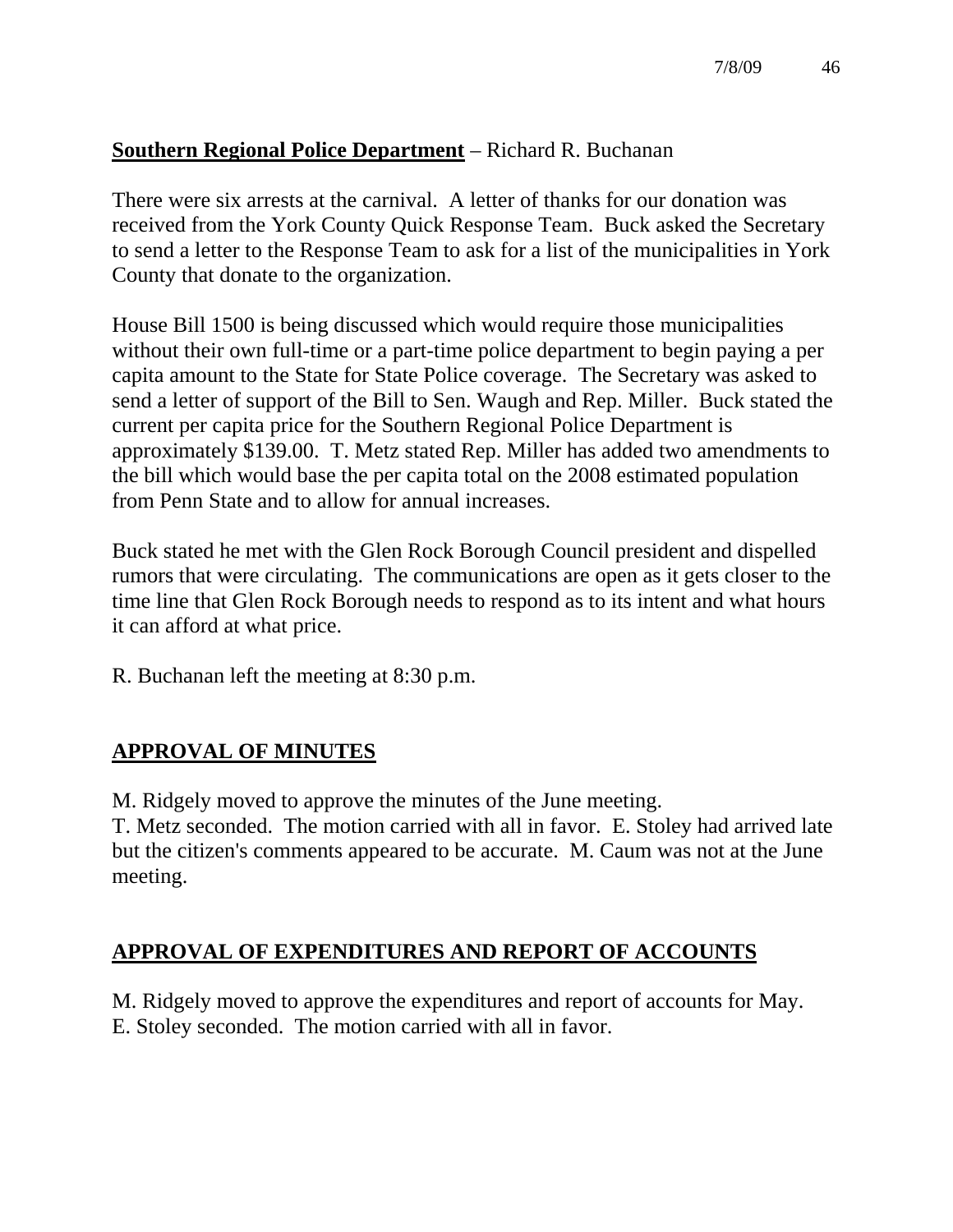**Southern Regional Police Department** – Richard R. Buchanan

There were six arrests at the carnival. A letter of thanks for our donation was received from the York County Quick Response Team. Buck asked the Secretary to send a letter to the Response Team to ask for a list of the municipalities in York County that donate to the organization.

House Bill 1500 is being discussed which would require those municipalities without their own full-time or a part-time police department to begin paying a per capita amount to the State for State Police coverage. The Secretary was asked to send a letter of support of the Bill to Sen. Waugh and Rep. Miller. Buck stated the current per capita price for the Southern Regional Police Department is approximately $139.00. T. Metz stated Rep. Miller has added two amendments to the bill which would base the per capita total on the 2008 estimated population from Penn State and to allow for annual increases.

Buck stated he met with the Glen Rock Borough Council president and dispelled rumors that were circulating. The communications are open as it gets closer to the time line that Glen Rock Borough needs to respond as to its intent and what hours it can afford at what price.

R. Buchanan left the meeting at 8:30 p.m.

## APPROVAL OF MINUTES

M. Ridgely moved to approve the minutes of the June meeting.
T. Metz seconded. The motion carried with all in favor. E. Stoley had arrived late but the citizen's comments appeared to be accurate. M. Caum was not at the June meeting.

## APPROVAL OF EXPENDITURES AND REPORT OF ACCOUNTS

M. Ridgely moved to approve the expenditures and report of accounts for May.
E. Stoley seconded. The motion carried with all in favor.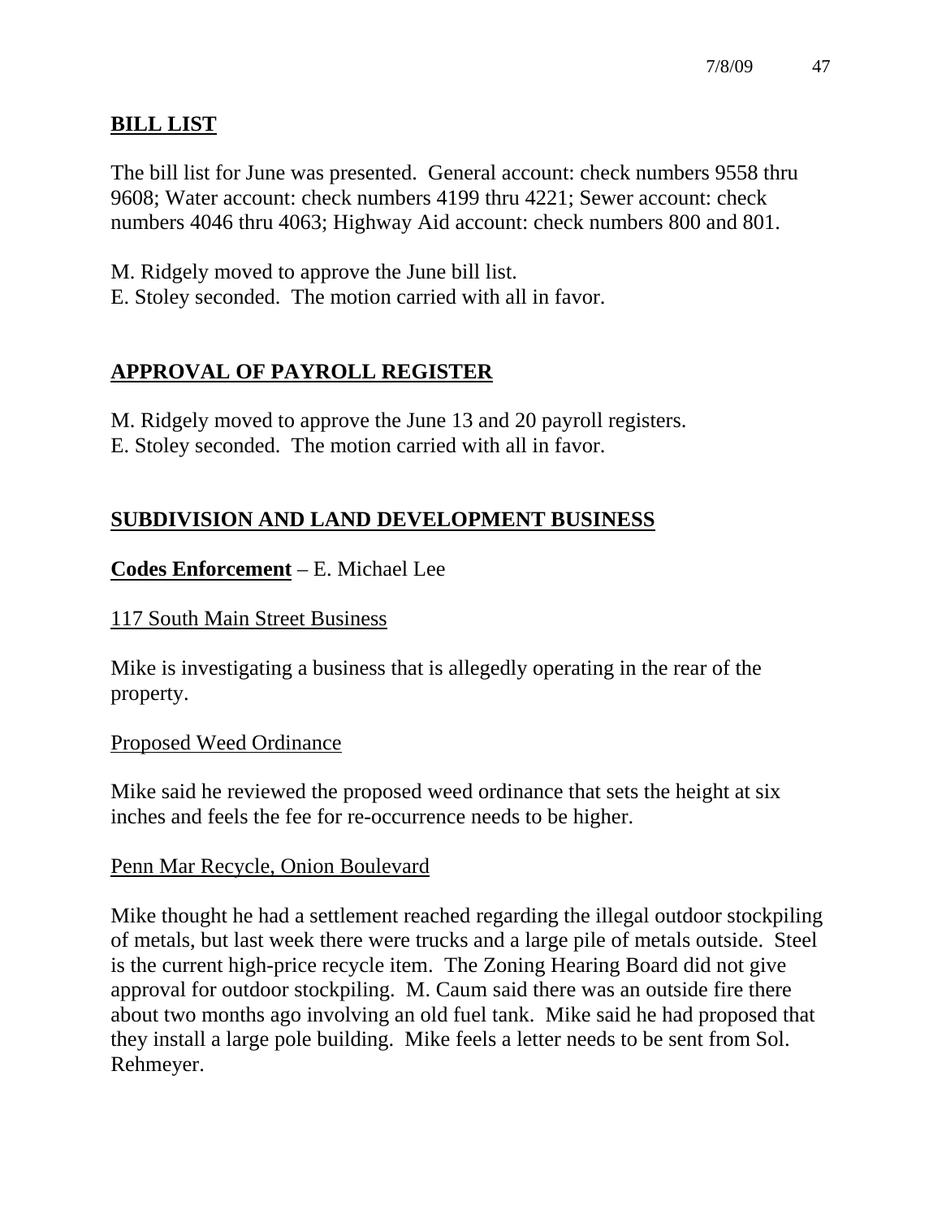## BILL LIST

The bill list for June was presented. General account: check numbers 9558 thru 9608; Water account: check numbers 4199 thru 4221; Sewer account: check numbers 4046 thru 4063; Highway Aid account: check numbers 800 and 801.

M. Ridgely moved to approve the June bill list.
E. Stoley seconded. The motion carried with all in favor.

## APPROVAL OF PAYROLL REGISTER

M. Ridgely moved to approve the June 13 and 20 payroll registers.
E. Stoley seconded. The motion carried with all in favor.

## SUBDIVISION AND LAND DEVELOPMENT BUSINESS

**Codes Enforcement** – E. Michael Lee

117 South Main Street Business

Mike is investigating a business that is allegedly operating in the rear of the property.

Proposed Weed Ordinance

Mike said he reviewed the proposed weed ordinance that sets the height at six inches and feels the fee for re-occurrence needs to be higher.

Penn Mar Recycle, Onion Boulevard

Mike thought he had a settlement reached regarding the illegal outdoor stockpiling of metals, but last week there were trucks and a large pile of metals outside. Steel is the current high-price recycle item. The Zoning Hearing Board did not give approval for outdoor stockpiling. M. Caum said there was an outside fire there about two months ago involving an old fuel tank. Mike said he had proposed that they install a large pole building. Mike feels a letter needs to be sent from Sol. Rehmeyer.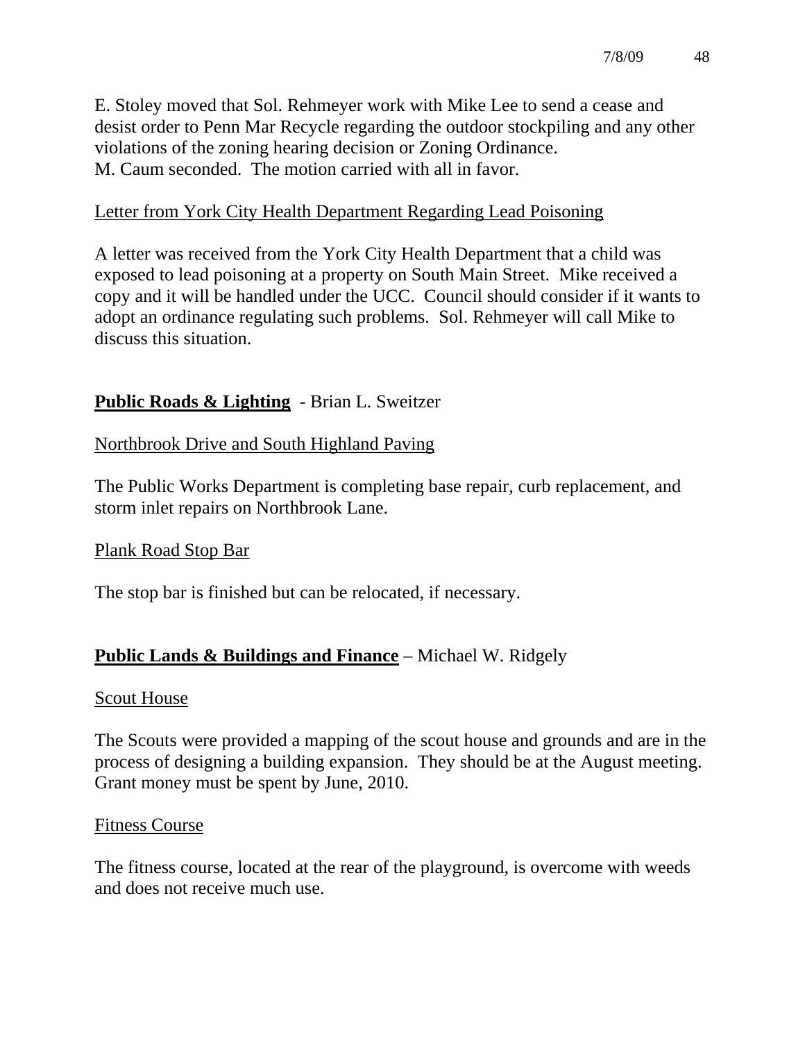E. Stoley moved that Sol. Rehmeyer work with Mike Lee to send a cease and desist order to Penn Mar Recycle regarding the outdoor stockpiling and any other violations of the zoning hearing decision or Zoning Ordinance.
M. Caum seconded. The motion carried with all in favor.

Letter from York City Health Department Regarding Lead Poisoning

A letter was received from the York City Health Department that a child was exposed to lead poisoning at a property on South Main Street. Mike received a copy and it will be handled under the UCC. Council should consider if it wants to adopt an ordinance regulating such problems. Sol. Rehmeyer will call Mike to discuss this situation.

## **Public Roads & Lighting** - Brian L. Sweitzer

Northbrook Drive and South Highland Paving

The Public Works Department is completing base repair, curb replacement, and storm inlet repairs on Northbrook Lane.

Plank Road Stop Bar

The stop bar is finished but can be relocated, if necessary.

## **Public Lands & Buildings and Finance** – Michael W. Ridgely

Scout House

The Scouts were provided a mapping of the scout house and grounds and are in the process of designing a building expansion. They should be at the August meeting. Grant money must be spent by June, 2010.

Fitness Course

The fitness course, located at the rear of the playground, is overcome with weeds and does not receive much use.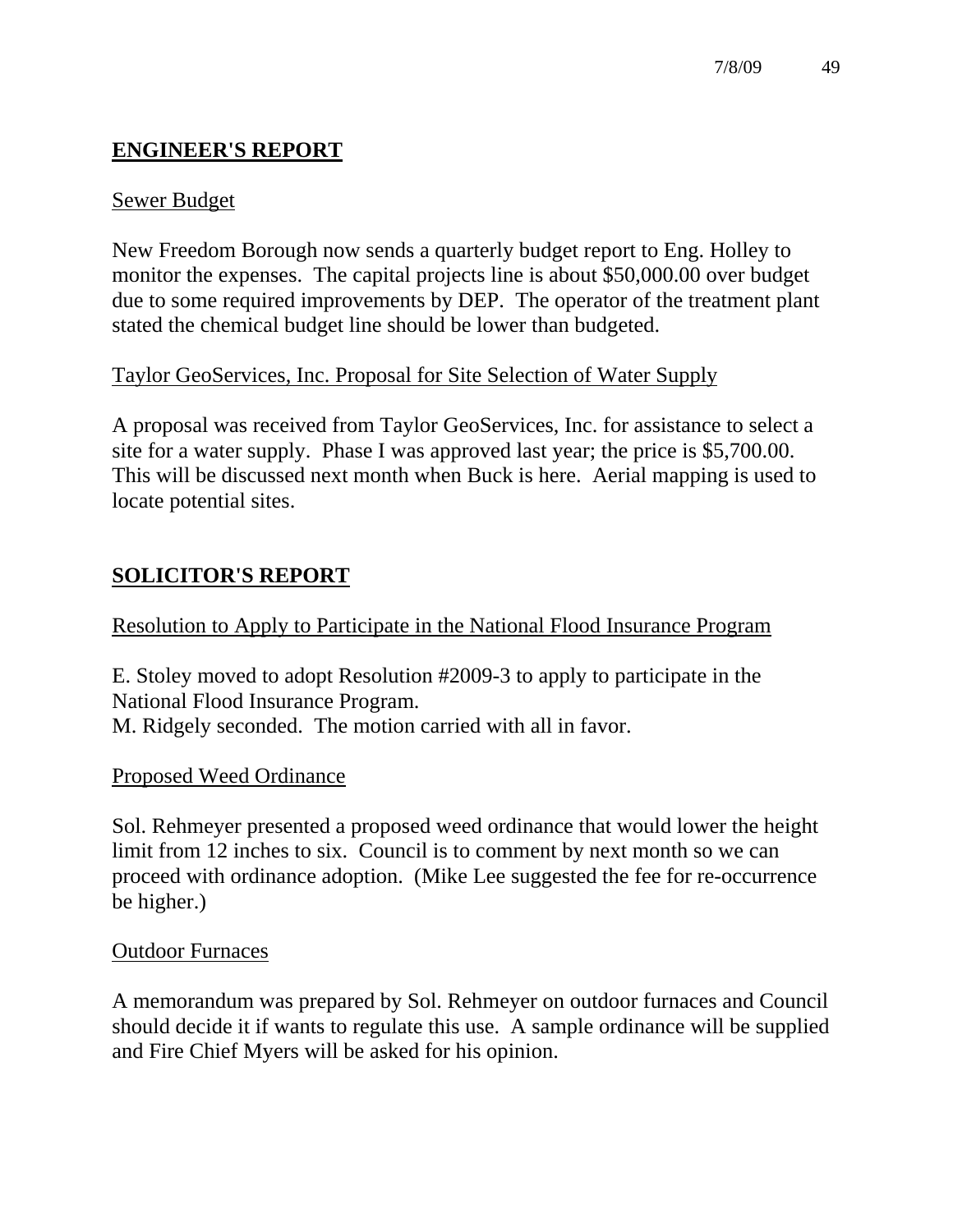## ENGINEER'S REPORT

### Sewer Budget

New Freedom Borough now sends a quarterly budget report to Eng. Holley to monitor the expenses. The capital projects line is about $50,000.00 over budget due to some required improvements by DEP. The operator of the treatment plant stated the chemical budget line should be lower than budgeted.

### Taylor GeoServices, Inc. Proposal for Site Selection of Water Supply

A proposal was received from Taylor GeoServices, Inc. for assistance to select a site for a water supply. Phase I was approved last year; the price is $5,700.00. This will be discussed next month when Buck is here. Aerial mapping is used to locate potential sites.

## SOLICITOR'S REPORT

### Resolution to Apply to Participate in the National Flood Insurance Program

E. Stoley moved to adopt Resolution #2009-3 to apply to participate in the National Flood Insurance Program.
M. Ridgely seconded. The motion carried with all in favor.

### Proposed Weed Ordinance

Sol. Rehmeyer presented a proposed weed ordinance that would lower the height limit from 12 inches to six. Council is to comment by next month so we can proceed with ordinance adoption. (Mike Lee suggested the fee for re-occurrence be higher.)

### Outdoor Furnaces

A memorandum was prepared by Sol. Rehmeyer on outdoor furnaces and Council should decide it if wants to regulate this use. A sample ordinance will be supplied and Fire Chief Myers will be asked for his opinion.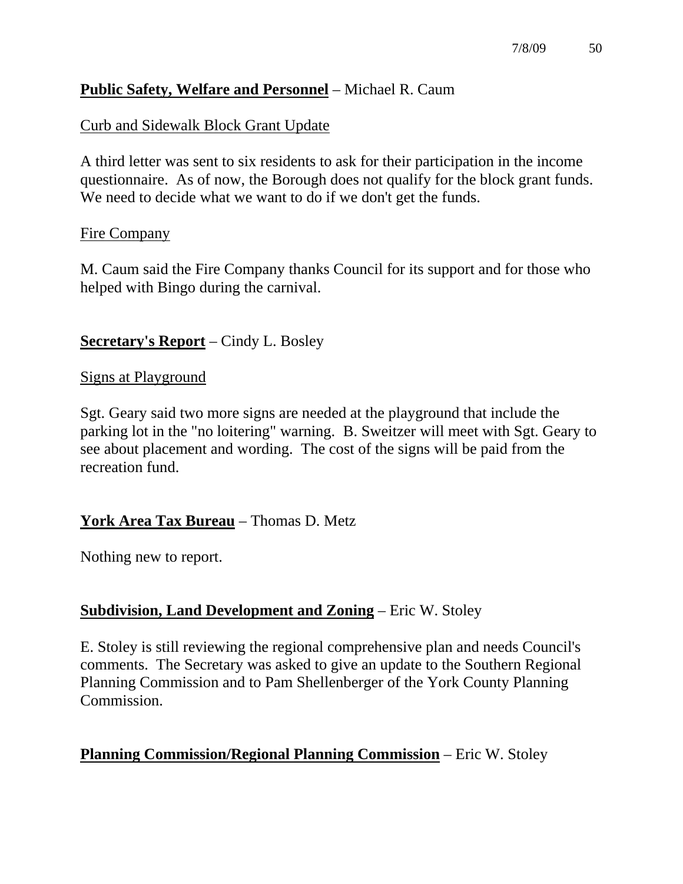**<u>Public Safety, Welfare and Personnel</u>** – Michael R. Caum

<u>Curb and Sidewalk Block Grant Update</u>

A third letter was sent to six residents to ask for their participation in the income questionnaire. As of now, the Borough does not qualify for the block grant funds. We need to decide what we want to do if we don't get the funds.

<u>Fire Company</u>

M. Caum said the Fire Company thanks Council for its support and for those who helped with Bingo during the carnival.

**<u>Secretary's Report</u>** – Cindy L. Bosley

<u>Signs at Playground</u>

Sgt. Geary said two more signs are needed at the playground that include the parking lot in the "no loitering" warning. B. Sweitzer will meet with Sgt. Geary to see about placement and wording. The cost of the signs will be paid from the recreation fund.

**<u>York Area Tax Bureau</u>** – Thomas D. Metz

Nothing new to report.

**<u>Subdivision, Land Development and Zoning</u>** – Eric W. Stoley

E. Stoley is still reviewing the regional comprehensive plan and needs Council's comments. The Secretary was asked to give an update to the Southern Regional Planning Commission and to Pam Shellenberger of the York County Planning Commission.

**<u>Planning Commission/Regional Planning Commission</u>** – Eric W. Stoley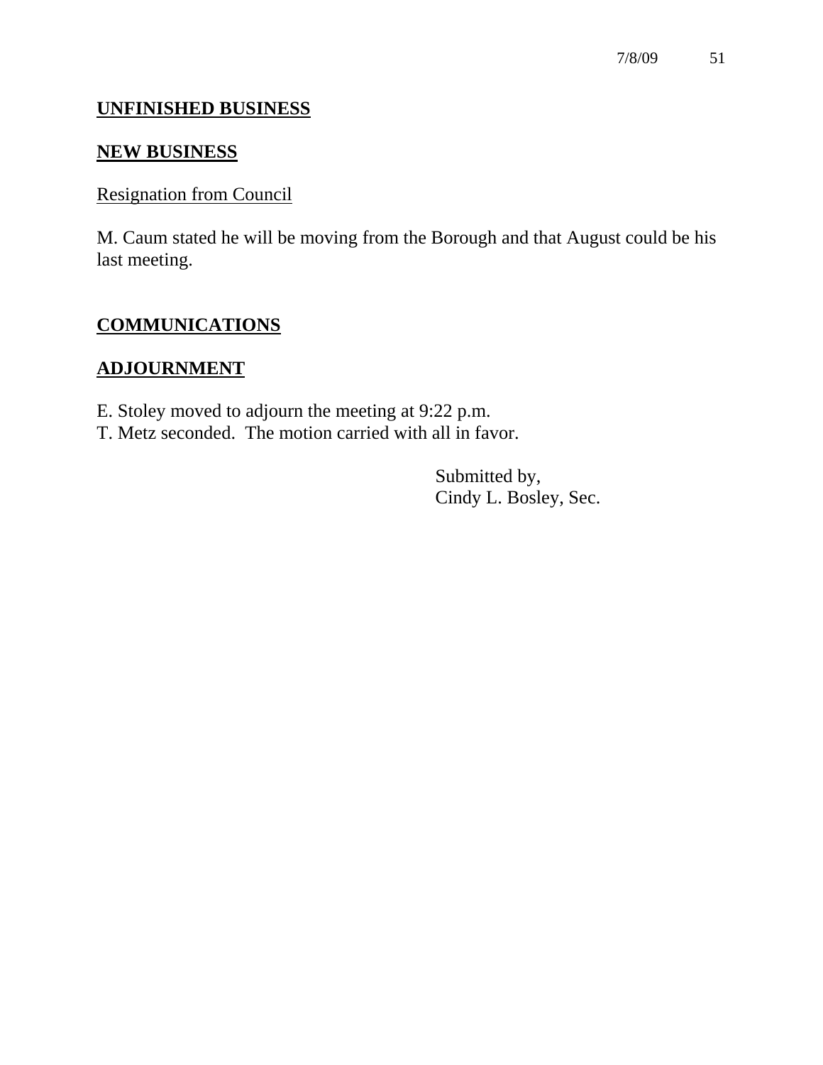## UNFINISHED BUSINESS

## NEW BUSINESS

Resignation from Council

M. Caum stated he will be moving from the Borough and that August could be his last meeting.

## COMMUNICATIONS

## ADJOURNMENT

E. Stoley moved to adjourn the meeting at 9:22 p.m.
T. Metz seconded. The motion carried with all in favor.

Submitted by,
Cindy L. Bosley, Sec.